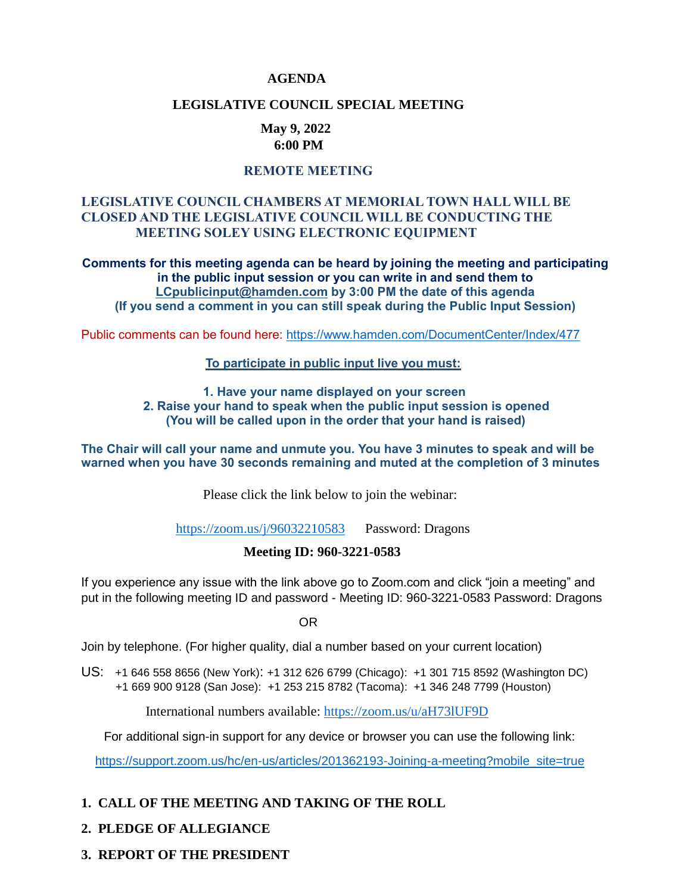# AGENDA

## LEGISLATIVE COUNCIL SPECIAL MEETING

**May 9, 2022**
**6:00 PM**

**REMOTE MEETING**

**LEGISLATIVE COUNCIL CHAMBERS AT MEMORIAL TOWN HALL WILL BE CLOSED AND THE LEGISLATIVE COUNCIL WILL BE CONDUCTING THE MEETING SOLEY USING ELECTRONIC EQUIPMENT**

**Comments for this meeting agenda can be heard by joining the meeting and participating in the public input session or you can write in and send them to LCpublicinput@hamden.com by 3:00 PM the date of this agenda (If you send a comment in you can still speak during the Public Input Session)**

Public comments can be found here: https://www.hamden.com/DocumentCenter/Index/477

**To participate in public input live you must:**

**1. Have your name displayed on your screen**
**2. Raise your hand to speak when the public input session is opened (You will be called upon in the order that your hand is raised)**

**The Chair will call your name and unmute you. You have 3 minutes to speak and will be warned when you have 30 seconds remaining and muted at the completion of 3 minutes**

Please click the link below to join the webinar:

https://zoom.us/j/96032210583 Password: Dragons

**Meeting ID: 960-3221-0583**

If you experience any issue with the link above go to Zoom.com and click "join a meeting" and put in the following meeting ID and password - Meeting ID: 960-3221-0583 Password: Dragons

OR

Join by telephone. (For higher quality, dial a number based on your current location)

US: +1 646 558 8656 (New York): +1 312 626 6799 (Chicago): +1 301 715 8592 (Washington DC) +1 669 900 9128 (San Jose): +1 253 215 8782 (Tacoma): +1 346 248 7799 (Houston)

International numbers available: https://zoom.us/u/aH73lUF9D

For additional sign-in support for any device or browser you can use the following link:

https://support.zoom.us/hc/en-us/articles/201362193-Joining-a-meeting?mobile_site=true

**1. CALL OF THE MEETING AND TAKING OF THE ROLL**

**2. PLEDGE OF ALLEGIANCE**

**3. REPORT OF THE PRESIDENT**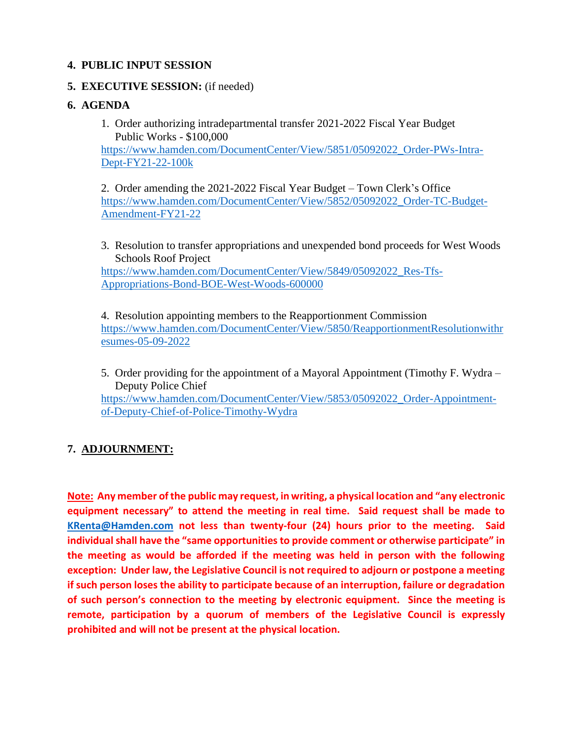4. **PUBLIC INPUT SESSION**

5. **EXECUTIVE SESSION:** (if needed)

6. **AGENDA**

   1. Order authorizing intradepartmental transfer 2021-2022 Fiscal Year Budget Public Works - $100,000
   https://www.hamden.com/DocumentCenter/View/5851/05092022_Order-PWs-Intra-Dept-FY21-22-100k

   2. Order amending the 2021-2022 Fiscal Year Budget – Town Clerk's Office
   https://www.hamden.com/DocumentCenter/View/5852/05092022_Order-TC-Budget-Amendment-FY21-22

   3. Resolution to transfer appropriations and unexpended bond proceeds for West Woods Schools Roof Project
   https://www.hamden.com/DocumentCenter/View/5849/05092022_Res-Tfs-Appropriations-Bond-BOE-West-Woods-600000

   4. Resolution appointing members to the Reapportionment Commission
   https://www.hamden.com/DocumentCenter/View/5850/ReapportionmentResolutionwithresumes-05-09-2022

   5. Order providing for the appointment of a Mayoral Appointment (Timothy F. Wydra – Deputy Police Chief
   https://www.hamden.com/DocumentCenter/View/5853/05092022_Order-Appointment-of-Deputy-Chief-of-Police-Timothy-Wydra

7. **ADJOURNMENT:**

**Note: Any member of the public may request, in writing, a physical location and "any electronic equipment necessary" to attend the meeting in real time. Said request shall be made to KRenta@Hamden.com not less than twenty-four (24) hours prior to the meeting. Said individual shall have the "same opportunities to provide comment or otherwise participate" in the meeting as would be afforded if the meeting was held in person with the following exception: Under law, the Legislative Council is not required to adjourn or postpone a meeting if such person loses the ability to participate because of an interruption, failure or degradation of such person's connection to the meeting by electronic equipment. Since the meeting is remote, participation by a quorum of members of the Legislative Council is expressly prohibited and will not be present at the physical location.**